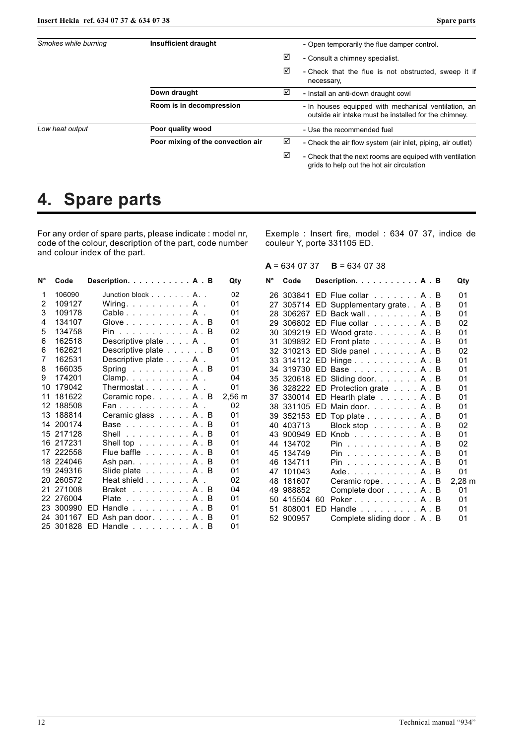| | | | |
|---|---|---|---|
| *Smokes while burning* | **Insufficient draught** | | - Open temporarily the flue damper control. |
| | | ☑ | - Consult a chimney specialist. |
| | | ☑ | - Check that the flue is not obstructed, sweep it if necessary, |
| | **Down draught** | ☑ | - Install an anti-down draught cowl |
| | **Room is in decompression** | | - In houses equipped with mechanical ventilation, an outside air intake must be installed for the chimney. |
| *Low heat output* | **Poor quality wood** | | - Use the recommended fuel |
| | **Poor mixing of the convection air** | ☑ | - Check the air flow system (air inlet, piping, air outlet) |
| | | ☑ | - Check that the next rooms are equiped with ventilation grids to help out the hot air circulation |

# 4. Spare parts

For any order of spare parts, please indicate : model nr, code of the colour, description of the part, code number and colour index of the part.

Exemple : Insert fire, model : 634 07 37, indice de couleur Y, porte 331105 ED.

**A** = 634 07 37 **B** = 634 07 38

| N° | Code | | Description. . . . . . . . . . A . B | Qty |
|---|---|---|---|---|
| 1 | 106090 | | Junction block . . . . . . . A. . | 02 |
| 2 | 109127 | | Wiring. . . . . . . . . . A . | 01 |
| 3 | 109178 | | Cable . . . . . . . . . . A . | 01 |
| 4 | 134107 | | Glove . . . . . . . . . . A . B | 01 |
| 5 | 134758 | | Pin . . . . . . . . . . . A . B | 02 |
| 6 | 162518 | | Descriptive plate . . . . A . | 01 |
| 6 | 162621 | | Descriptive plate . . . . . . B | 01 |
| 7 | 162531 | | Descriptive plate . . . . A . | 01 |
| 8 | 166035 | | Spring . . . . . . . . . A . B | 01 |
| 9 | 174201 | | Clamp. . . . . . . . . . A . | 04 |
| 10 | 179042 | | Thermostat . . . . . . . A . | 01 |
| 11 | 181622 | | Ceramic rope . . . . . . A . B | 2,56 m |
| 12 | 188508 | | Fan . . . . . . . . . . . A . | 02 |
| 13 | 188814 | | Ceramic glass . . . . . A . B | 01 |
| 14 | 200174 | | Base . . . . . . . . . . A . B | 01 |
| 15 | 217128 | | Shell . . . . . . . . . . A . B | 01 |
| 16 | 217231 | | Shell top . . . . . . . . A . B | 01 |
| 17 | 222558 | | Flue baffle . . . . . . . A . B | 01 |
| 18 | 224046 | | Ash pan. . . . . . . . . A . B | 01 |
| 19 | 249316 | | Slide plate . . . . . . . A . B | 01 |
| 20 | 260572 | | Heat shield . . . . . . . A . | 02 |
| 21 | 271008 | | Braket . . . . . . . . . A . B | 04 |
| 22 | 276004 | | Plate . . . . . . . . . . A . B | 01 |
| 23 | 300990 | ED | Handle . . . . . . . . . A . B | 01 |
| 24 | 301167 | ED | Ash pan door . . . . . . A . B | 01 |
| 25 | 301828 | ED | Handle . . . . . . . . . A . B | 01 |
| 26 | 303841 | ED | Flue collar . . . . . . . A . B | 01 |
| 27 | 305714 | ED | Supplementary grate. . A . B | 01 |
| 28 | 306267 | ED | Back wall . . . . . . . . A . B | 01 |
| 29 | 306802 | ED | Flue collar . . . . . . . A . B | 02 |
| 30 | 309219 | ED | Wood grate . . . . . . . A . B | 01 |
| 31 | 309892 | ED | Front plate . . . . . . . A . B | 01 |
| 32 | 310213 | ED | Side panel . . . . . . . A . B | 02 |
| 33 | 314112 | ED | Hinge . . . . . . . . . . A . B | 01 |
| 34 | 319730 | ED | Base . . . . . . . . . . A . B | 01 |
| 35 | 320618 | ED | Sliding door. . . . . . . A . B | 01 |
| 36 | 328222 | ED | Protection grate . . . . A . B | 01 |
| 37 | 330014 | ED | Hearth plate . . . . . . A . B | 01 |
| 38 | 331105 | ED | Main door. . . . . . . . A . B | 01 |
| 39 | 352153 | ED | Top plate . . . . . . . . A . B | 01 |
| 40 | 403713 | | Block stop . . . . . . . A . B | 02 |
| 43 | 900949 | ED | Knob . . . . . . . . . . A . B | 01 |
| 44 | 134702 | | Pin . . . . . . . . . . . A . B | 02 |
| 45 | 134749 | | Pin . . . . . . . . . . . A . B | 01 |
| 46 | 134711 | | Pin . . . . . . . . . . . A . B | 01 |
| 47 | 101043 | | Axle . . . . . . . . . . . A . B | 01 |
| 48 | 181607 | | Ceramic rope . . . . . . A . B | 2,28 m |
| 49 | 988852 | | Complete door . . . . . A . B | 01 |
| 50 | 415504 | 60 | Poker . . . . . . . . . . A . B | 01 |
| 51 | 808001 | ED | Handle . . . . . . . . . A . B | 01 |
| 52 | 900957 | | Complete sliding door . A . B | 01 |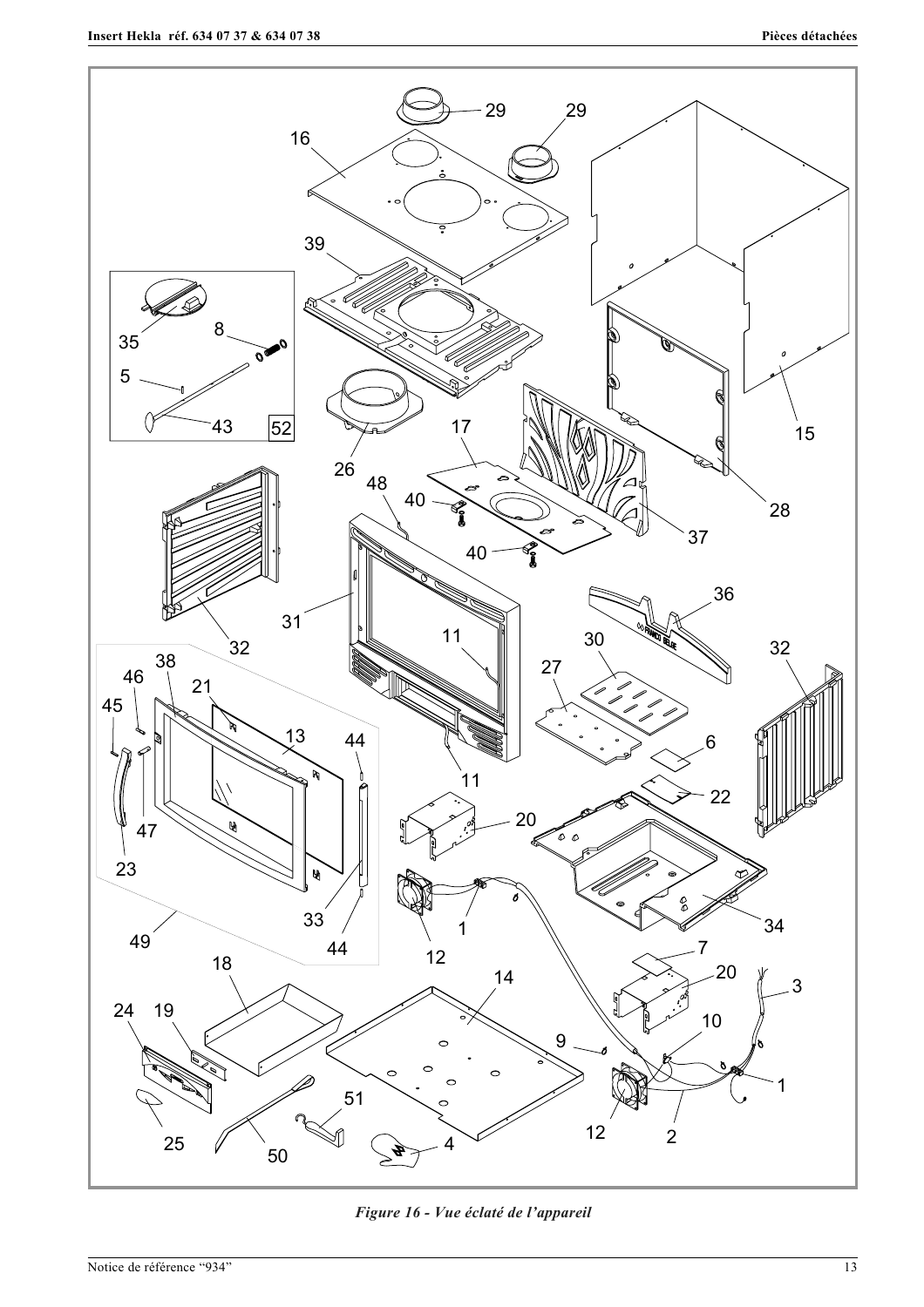*Figure 16 - Vue éclaté de l'appareil*